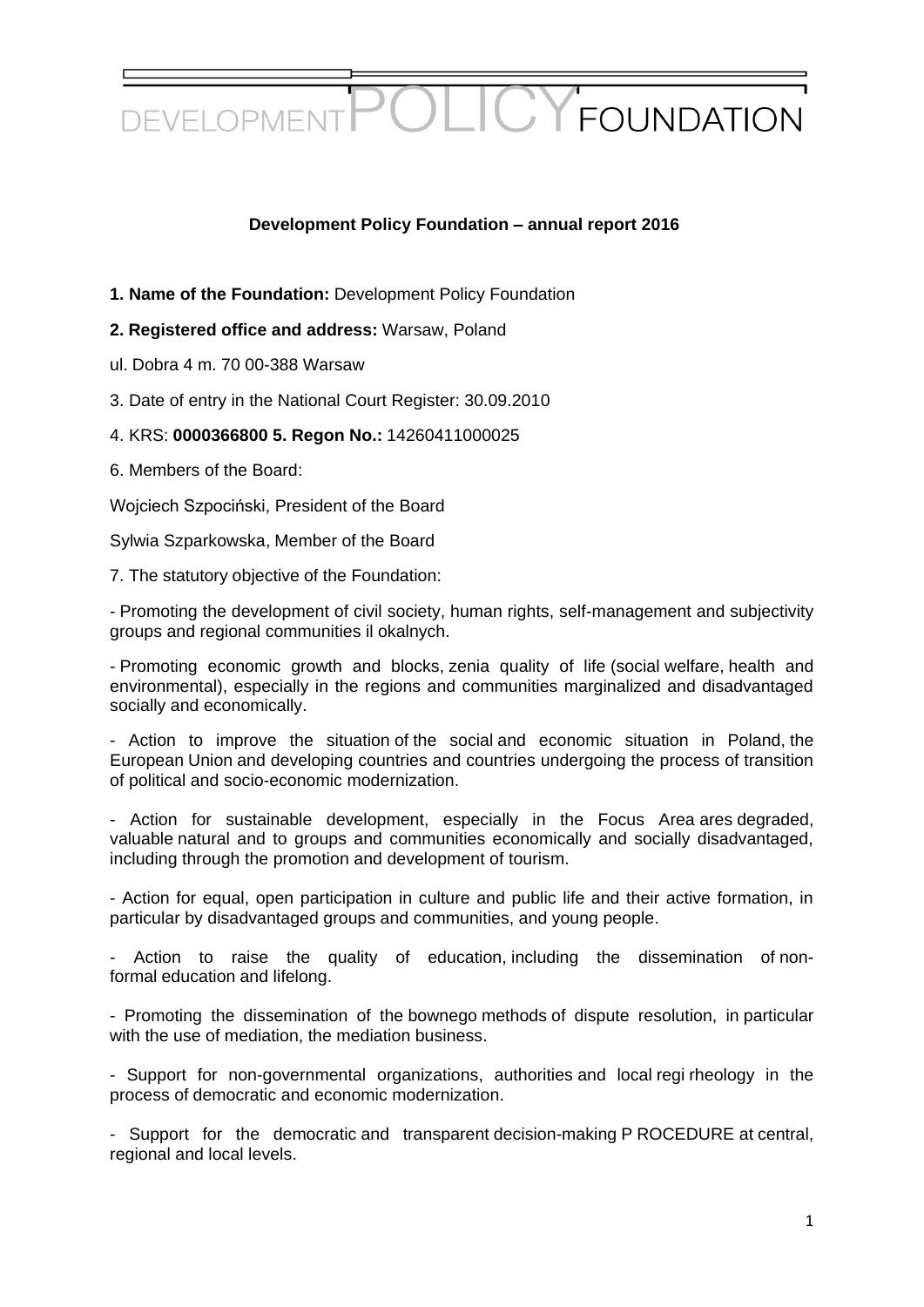DEVELOPMENT POLICY FOUNDATION

**Development Policy Foundation – annual report 2016**

**1. Name of the Foundation:** Development Policy Foundation

**2. Registered office and address:** Warsaw, Poland

ul. Dobra 4 m. 70 00-388 Warsaw

3. Date of entry in the National Court Register: 30.09.2010

4. KRS: **0000366800 5. Regon No.:** 14260411000025

6. Members of the Board:

Wojciech Szpociński, President of the Board

Sylwia Szparkowska, Member of the Board

7. The statutory objective of the Foundation:

- Promoting the development of civil society, human rights, self-management and subjectivity groups and regional communities il okalnych.

- Promoting economic growth and blocks, zenia quality of life (social welfare, health and environmental), especially in the regions and communities marginalized and disadvantaged socially and economically.

- Action to improve the situation of the social and economic situation in Poland, the European Union and developing countries and countries undergoing the process of transition of political and socio-economic modernization.

- Action for sustainable development, especially in the Focus Area ares degraded, valuable natural and to groups and communities economically and socially disadvantaged, including through the promotion and development of tourism.

- Action for equal, open participation in culture and public life and their active formation, in particular by disadvantaged groups and communities, and young people.

- Action to raise the quality of education, including the dissemination of non-formal education and lifelong.

- Promoting the dissemination of the bownego methods of dispute resolution, in particular with the use of mediation, the mediation business.

- Support for non-governmental organizations, authorities and local regi rheology in the process of democratic and economic modernization.

- Support for the democratic and transparent decision-making P ROCEDURE at central, regional and local levels.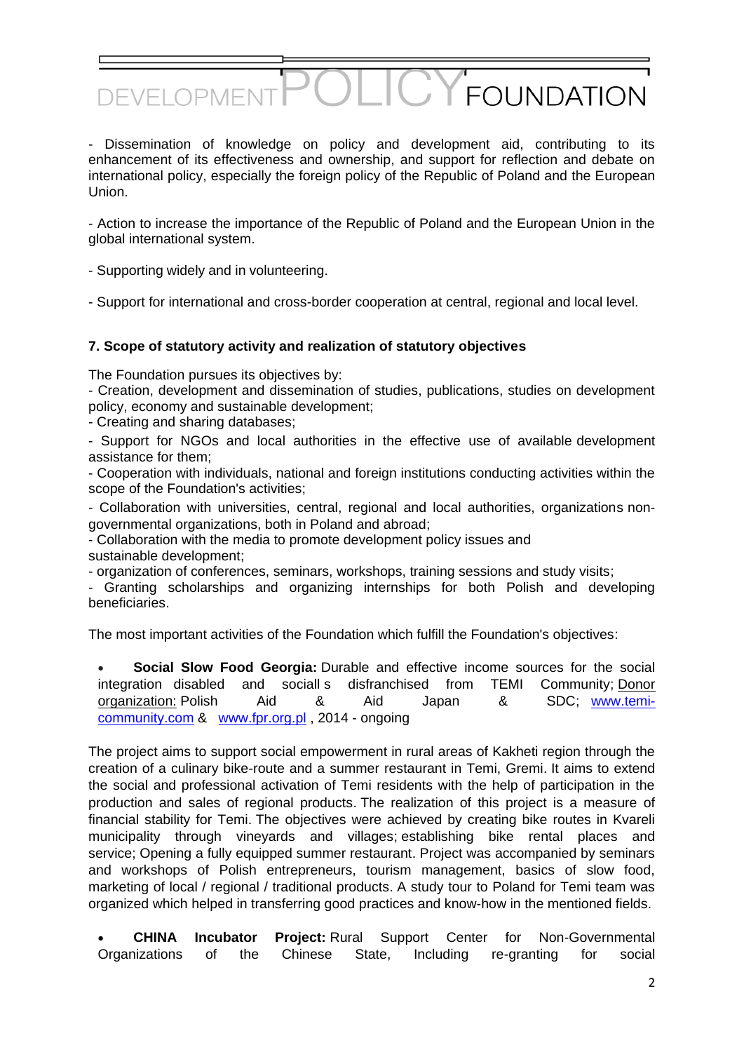- Dissemination of knowledge on policy and development aid, contributing to its enhancement of its effectiveness and ownership, and support for reflection and debate on international policy, especially the foreign policy of the Republic of Poland and the European Union.

- Action to increase the importance of the Republic of Poland and the European Union in the global international system.

- Supporting widely and in volunteering.

- Support for international and cross-border cooperation at central, regional and local level.

### 7. Scope of statutory activity and realization of statutory objectives

The Foundation pursues its objectives by:

- Creation, development and dissemination of studies, publications, studies on development policy, economy and sustainable development;
- Creating and sharing databases;
- Support for NGOs and local authorities in the effective use of available development assistance for them;
- Cooperation with individuals, national and foreign institutions conducting activities within the scope of the Foundation's activities;
- Collaboration with universities, central, regional and local authorities, organizations non-governmental organizations, both in Poland and abroad;
- Collaboration with the media to promote development policy issues and sustainable development;
- organization of conferences, seminars, workshops, training sessions and study visits;
- Granting scholarships and organizing internships for both Polish and developing beneficiaries.

The most important activities of the Foundation which fulfill the Foundation's objectives:

- **Social Slow Food Georgia:** Durable and effective income sources for the social integration disabled and social s disfranchised from TEMI Community; Donor organization: Polish Aid & Aid Japan & SDC; www.temi-community.com & www.fpr.org.pl , 2014 - ongoing

The project aims to support social empowerment in rural areas of Kakheti region through the creation of a culinary bike-route and a summer restaurant in Temi, Gremi. It aims to extend the social and professional activation of Temi residents with the help of participation in the production and sales of regional products. The realization of this project is a measure of financial stability for Temi. The objectives were achieved by creating bike routes in Kvareli municipality through vineyards and villages; establishing bike rental places and service; Opening a fully equipped summer restaurant. Project was accompanied by seminars and workshops of Polish entrepreneurs, tourism management, basics of slow food, marketing of local / regional / traditional products. A study tour to Poland for Temi team was organized which helped in transferring good practices and know-how in the mentioned fields.

- **CHINA Incubator Project:** Rural Support Center for Non-Governmental Organizations of the Chinese State, Including re-granting for social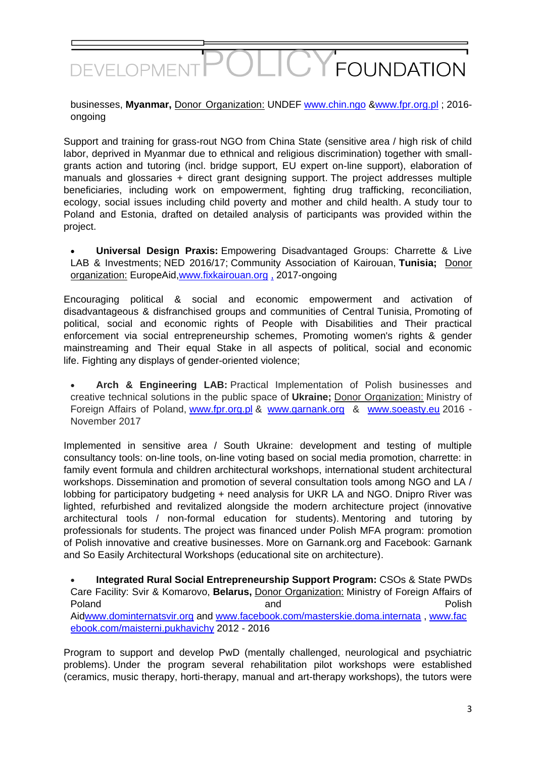businesses, **Myanmar,** Donor Organization: UNDEF www.chin.ngo &www.fpr.org.pl ; 2016-ongoing

Support and training for grass-rout NGO from China State (sensitive area / high risk of child labor, deprived in Myanmar due to ethnical and religious discrimination) together with small-grants action and tutoring (incl. bridge support, EU expert on-line support), elaboration of manuals and glossaries + direct grant designing support. The project addresses multiple beneficiaries, including work on empowerment, fighting drug trafficking, reconciliation, ecology, social issues including child poverty and mother and child health. A study tour to Poland and Estonia, drafted on detailed analysis of participants was provided within the project.

- **Universal Design Praxis:** Empowering Disadvantaged Groups: Charrette & Live LAB & Investments; NED 2016/17; Community Association of Kairouan, **Tunisia;** Donor organization: EuropeAid,www.fixkairouan.org , 2017-ongoing

Encouraging political & social and economic empowerment and activation of disadvantageous & disfranchised groups and communities of Central Tunisia, Promoting of political, social and economic rights of People with Disabilities and Their practical enforcement via social entrepreneurship schemes, Promoting women's rights & gender mainstreaming and Their equal Stake in all aspects of political, social and economic life. Fighting any displays of gender-oriented violence;

- **Arch & Engineering LAB:** Practical Implementation of Polish businesses and creative technical solutions in the public space of **Ukraine;** Donor Organization: Ministry of Foreign Affairs of Poland, www.fpr.org.pl & www.garnank.org & www.soeasty.eu 2016 - November 2017

Implemented in sensitive area / South Ukraine: development and testing of multiple consultancy tools: on-line tools, on-line voting based on social media promotion, charrette: in family event formula and children architectural workshops, international student architectural workshops. Dissemination and promotion of several consultation tools among NGO and LA / lobbing for participatory budgeting + need analysis for UKR LA and NGO. Dnipro River was lighted, refurbished and revitalized alongside the modern architecture project (innovative architectural tools / non-formal education for students). Mentoring and tutoring by professionals for students. The project was financed under Polish MFA program: promotion of Polish innovative and creative businesses. More on Garnank.org and Facebook: Garnank and So Easily Architectural Workshops (educational site on architecture).

- **Integrated Rural Social Entrepreneurship Support Program:** CSOs & State PWDs Care Facility: Svir & Komarovo, **Belarus,** Donor Organization: Ministry of Foreign Affairs of Poland and Polish Aidwww.dominternatsvir.org and www.facebook.com/masterskie.doma.internata , www.facebook.com/maisterni.pukhavichy 2012 - 2016

Program to support and develop PwD (mentally challenged, neurological and psychiatric problems). Under the program several rehabilitation pilot workshops were established (ceramics, music therapy, horti-therapy, manual and art-therapy workshops), the tutors were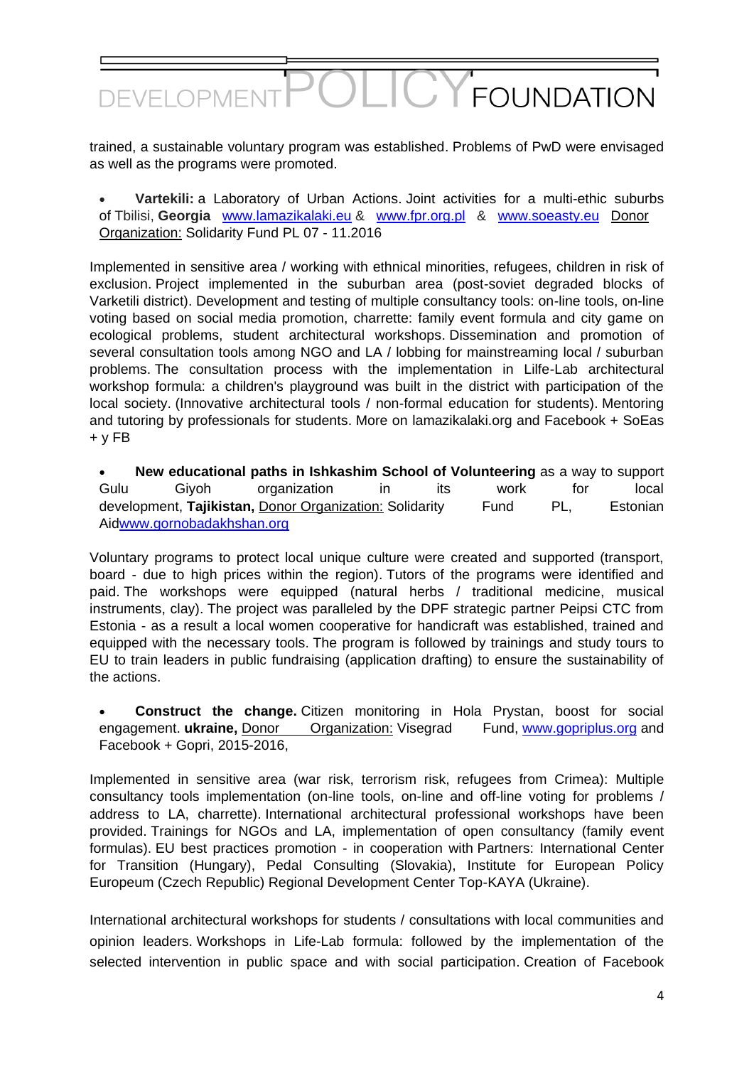trained, a sustainable voluntary program was established. Problems of PwD were envisaged as well as the programs were promoted.

- **Vartekili:** a Laboratory of Urban Actions. Joint activities for a multi-ethic suburbs of Tbilisi, **Georgia** www.lamazikalaki.eu & www.fpr.org.pl & www.soeasty.eu Donor Organization: Solidarity Fund PL 07 - 11.2016

Implemented in sensitive area / working with ethnical minorities, refugees, children in risk of exclusion. Project implemented in the suburban area (post-soviet degraded blocks of Varketili district). Development and testing of multiple consultancy tools: on-line tools, on-line voting based on social media promotion, charrette: family event formula and city game on ecological problems, student architectural workshops. Dissemination and promotion of several consultation tools among NGO and LA / lobbing for mainstreaming local / suburban problems. The consultation process with the implementation in Lilfe-Lab architectural workshop formula: a children's playground was built in the district with participation of the local society. (Innovative architectural tools / non-formal education for students). Mentoring and tutoring by professionals for students. More on lamazikalaki.org and Facebook + SoEas + y FB

- **New educational paths in Ishkashim School of Volunteering** as a way to support Gulu Giyoh organization in its work for local development, **Tajikistan,** Donor Organization: Solidarity Fund PL, Estonian Aidwww.gornobadakhshan.org

Voluntary programs to protect local unique culture were created and supported (transport, board - due to high prices within the region). Tutors of the programs were identified and paid. The workshops were equipped (natural herbs / traditional medicine, musical instruments, clay). The project was paralleled by the DPF strategic partner Peipsi CTC from Estonia - as a result a local women cooperative for handicraft was established, trained and equipped with the necessary tools. The program is followed by trainings and study tours to EU to train leaders in public fundraising (application drafting) to ensure the sustainability of the actions.

- **Construct the change.** Citizen monitoring in Hola Prystan, boost for social engagement. **ukraine,** Donor Organization: Visegrad Fund, www.gopriplus.org and Facebook + Gopri, 2015-2016,

Implemented in sensitive area (war risk, terrorism risk, refugees from Crimea): Multiple consultancy tools implementation (on-line tools, on-line and off-line voting for problems / address to LA, charrette). International architectural professional workshops have been provided. Trainings for NGOs and LA, implementation of open consultancy (family event formulas). EU best practices promotion - in cooperation with Partners: International Center for Transition (Hungary), Pedal Consulting (Slovakia), Institute for European Policy Europeum (Czech Republic) Regional Development Center Top-KAYA (Ukraine).

International architectural workshops for students / consultations with local communities and opinion leaders. Workshops in Life-Lab formula: followed by the implementation of the selected intervention in public space and with social participation. Creation of Facebook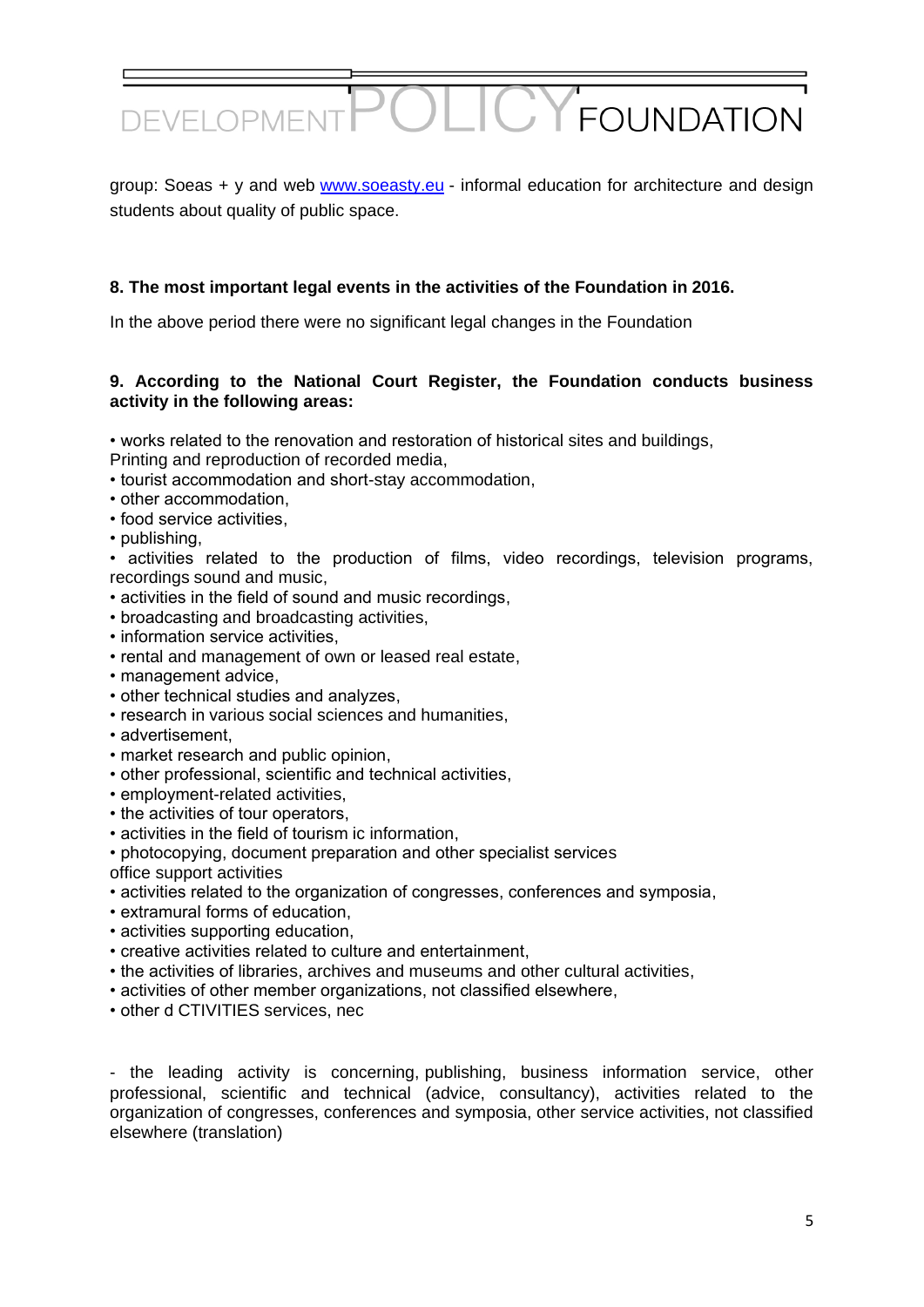group: Soeas + y and web [www.soeasty.eu](http://www.soeasty.eu) - informal education for architecture and design students about quality of public space.

**8. The most important legal events in the activities of the Foundation in 2016.**

In the above period there were no significant legal changes in the Foundation

**9. According to the National Court Register, the Foundation conducts business activity in the following areas:**

- works related to the renovation and restoration of historical sites and buildings,
Printing and reproduction of recorded media,
- tourist accommodation and short-stay accommodation,
- other accommodation,
- food service activities,
- publishing,
- activities related to the production of films, video recordings, television programs, recordings sound and music,
- activities in the field of sound and music recordings,
- broadcasting and broadcasting activities,
- information service activities,
- rental and management of own or leased real estate,
- management advice,
- other technical studies and analyzes,
- research in various social sciences and humanities,
- advertisement,
- market research and public opinion,
- other professional, scientific and technical activities,
- employment-related activities,
- the activities of tour operators,
- activities in the field of tourism ic information,
- photocopying, document preparation and other specialist services
office support activities
- activities related to the organization of congresses, conferences and symposia,
- extramural forms of education,
- activities supporting education,
- creative activities related to culture and entertainment,
- the activities of libraries, archives and museums and other cultural activities,
- activities of other member organizations, not classified elsewhere,
- other d CTIVITIES services, nec

- the leading activity is concerning, publishing, business information service, other professional, scientific and technical (advice, consultancy), activities related to the organization of congresses, conferences and symposia, other service activities, not classified elsewhere (translation)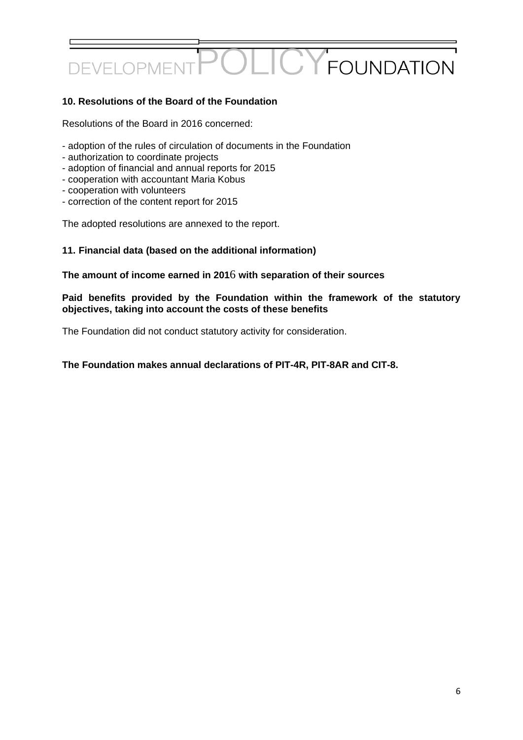### 10. Resolutions of the Board of the Foundation

Resolutions of the Board in 2016 concerned:

- adoption of the rules of circulation of documents in the Foundation
- authorization to coordinate projects
- adoption of financial and annual reports for 2015
- cooperation with accountant Maria Kobus
- cooperation with volunteers
- correction of the content report for 2015

The adopted resolutions are annexed to the report.

### 11. Financial data (based on the additional information)

**The amount of income earned in 2016 with separation of their sources**

**Paid benefits provided by the Foundation within the framework of the statutory objectives, taking into account the costs of these benefits**

The Foundation did not conduct statutory activity for consideration.

**The Foundation makes annual declarations of PIT-4R, PIT-8AR and CIT-8.**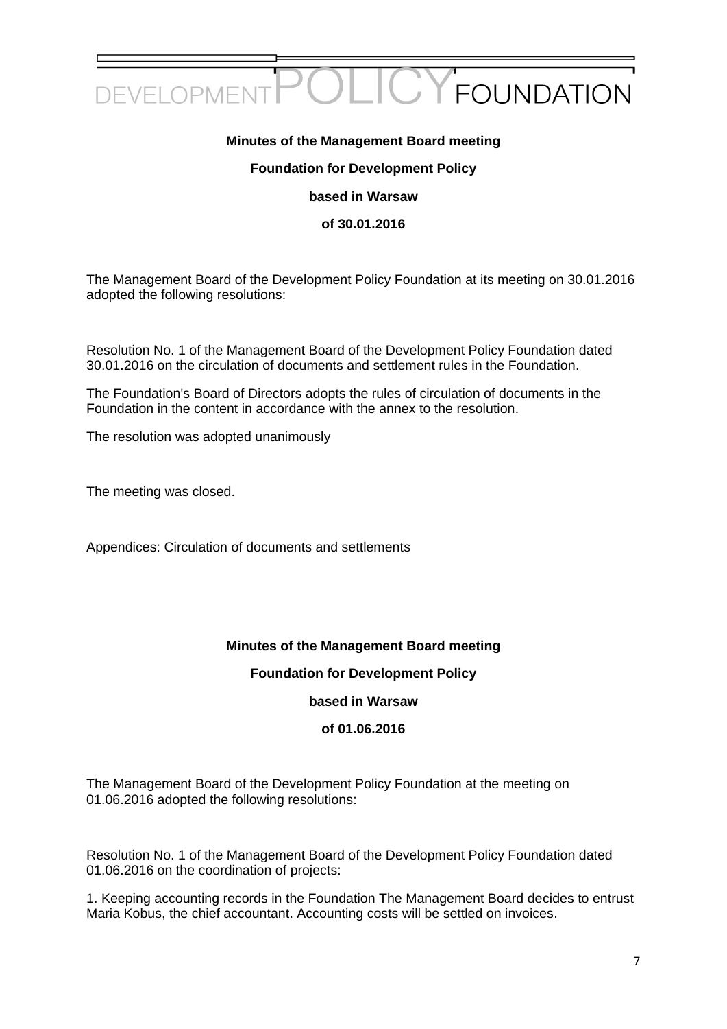DEVELOPMENT POLICY FOUNDATION

**Minutes of the Management Board meeting**

**Foundation for Development Policy**

**based in Warsaw**

**of 30.01.2016**

The Management Board of the Development Policy Foundation at its meeting on 30.01.2016 adopted the following resolutions:

Resolution No. 1 of the Management Board of the Development Policy Foundation dated 30.01.2016 on the circulation of documents and settlement rules in the Foundation.

The Foundation's Board of Directors adopts the rules of circulation of documents in the Foundation in the content in accordance with the annex to the resolution.

The resolution was adopted unanimously

The meeting was closed.

Appendices: Circulation of documents and settlements

**Minutes of the Management Board meeting**

**Foundation for Development Policy**

**based in Warsaw**

**of 01.06.2016**

The Management Board of the Development Policy Foundation at the meeting on 01.06.2016 adopted the following resolutions:

Resolution No. 1 of the Management Board of the Development Policy Foundation dated 01.06.2016 on the coordination of projects:

1. Keeping accounting records in the Foundation The Management Board decides to entrust Maria Kobus, the chief accountant. Accounting costs will be settled on invoices.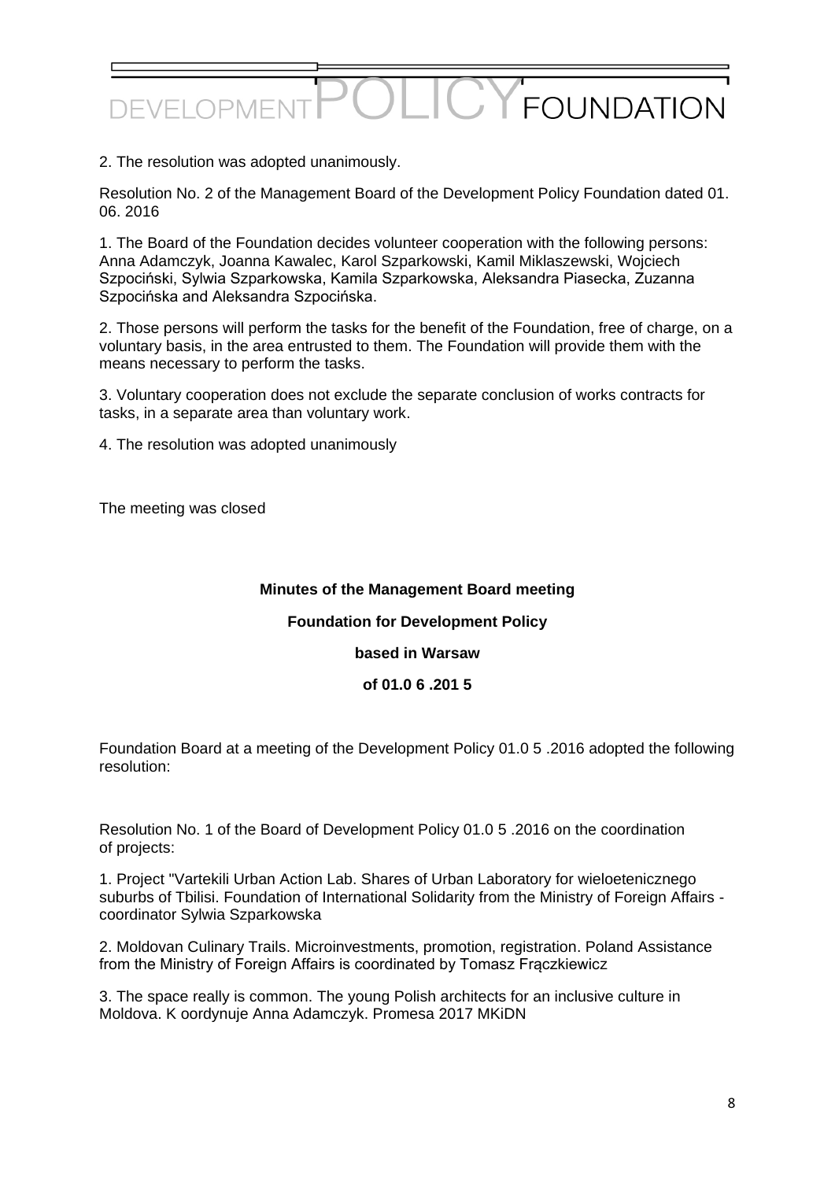2. The resolution was adopted unanimously.

Resolution No. 2 of the Management Board of the Development Policy Foundation dated 01. 06. 2016

1. The Board of the Foundation decides volunteer cooperation with the following persons: Anna Adamczyk, Joanna Kawalec, Karol Szparkowski, Kamil Miklaszewski, Wojciech Szpociński, Sylwia Szparkowska, Kamila Szparkowska, Aleksandra Piasecka, Zuzanna Szpocińska and Aleksandra Szpocińska.

2. Those persons will perform the tasks for the benefit of the Foundation, free of charge, on a voluntary basis, in the area entrusted to them. The Foundation will provide them with the means necessary to perform the tasks.

3. Voluntary cooperation does not exclude the separate conclusion of works contracts for tasks, in a separate area than voluntary work.

4. The resolution was adopted unanimously

The meeting was closed

**Minutes of the Management Board meeting**

**Foundation for Development Policy**

**based in Warsaw**

**of 01.0 6 .201 5**

Foundation Board at a meeting of the Development Policy 01.0 5 .2016 adopted the following resolution:

Resolution No. 1 of the Board of Development Policy 01.0 5 .2016 on the coordination of projects:

1. Project "Vartekili Urban Action Lab. Shares of Urban Laboratory for wieloetenicznego suburbs of Tbilisi. Foundation of International Solidarity from the Ministry of Foreign Affairs - coordinator Sylwia Szparkowska

2. Moldovan Culinary Trails. Microinvestments, promotion, registration. Poland Assistance from the Ministry of Foreign Affairs is coordinated by Tomasz Frączkiewicz

3. The space really is common. The young Polish architects for an inclusive culture in Moldova. K oordynuje Anna Adamczyk. Promesa 2017 MKiDN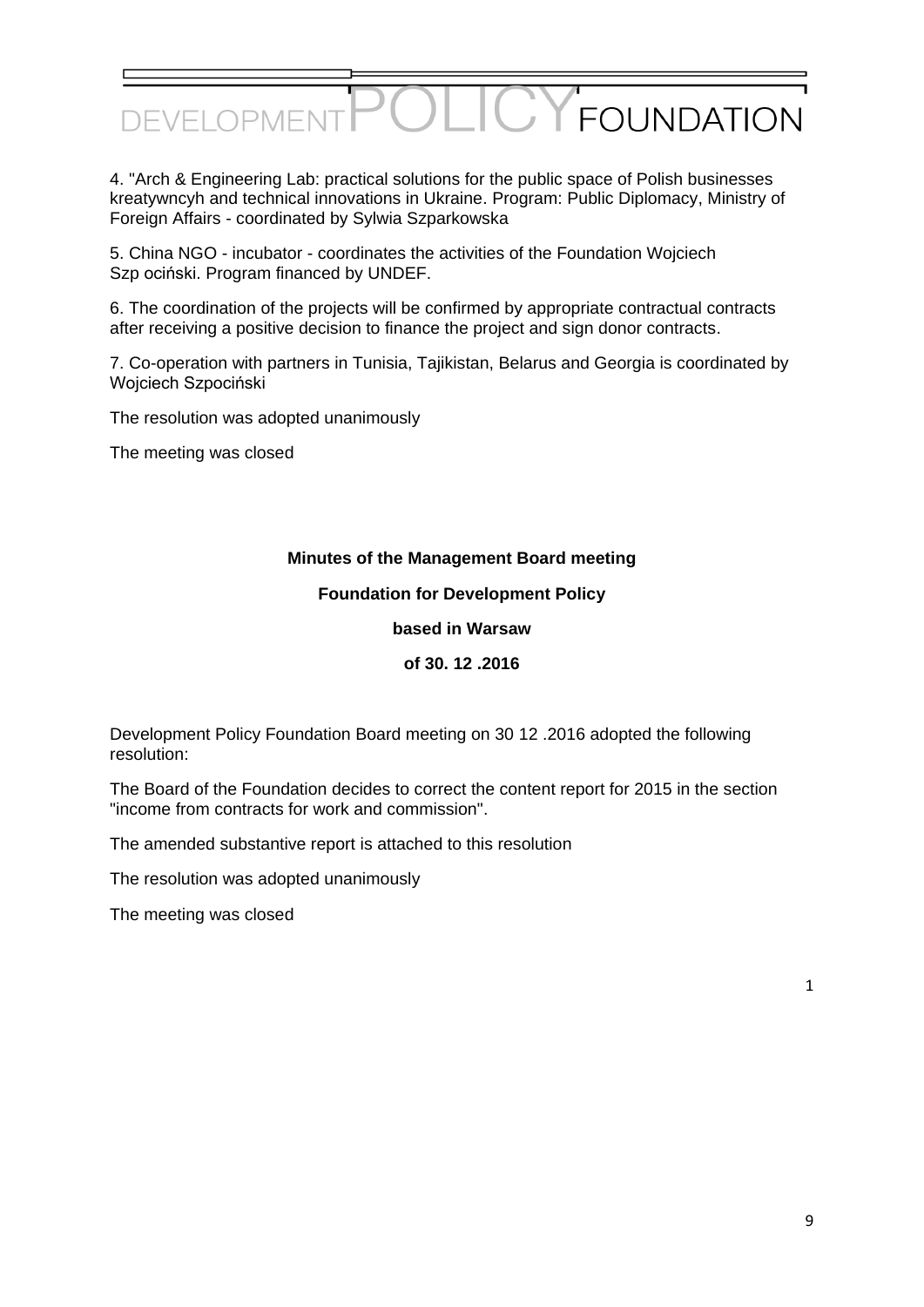4. "Arch & Engineering Lab: practical solutions for the public space of Polish businesses kreatywncyh and technical innovations in Ukraine. Program: Public Diplomacy, Ministry of Foreign Affairs - coordinated by Sylwia Szparkowska

5. China NGO - incubator - coordinates the activities of the Foundation Wojciech Szp ociński. Program financed by UNDEF.

6. The coordination of the projects will be confirmed by appropriate contractual contracts after receiving a positive decision to finance the project and sign donor contracts.

7. Co-operation with partners in Tunisia, Tajikistan, Belarus and Georgia is coordinated by Wojciech Szpociński

The resolution was adopted unanimously

The meeting was closed

**Minutes of the Management Board meeting**

**Foundation for Development Policy**

**based in Warsaw**

**of 30. 12 .2016**

Development Policy Foundation Board meeting on 30 12 .2016 adopted the following resolution:

The Board of the Foundation decides to correct the content report for 2015 in the section "income from contracts for work and commission".

The amended substantive report is attached to this resolution

The resolution was adopted unanimously

The meeting was closed